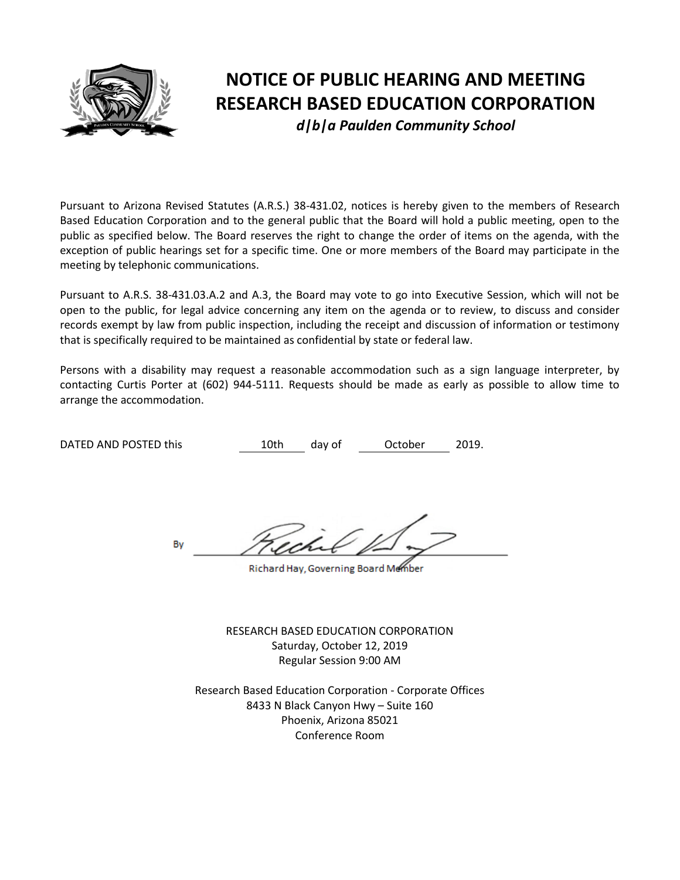# NOTICE OF PUBLIC HEARING AND MEETING
# RESEARCH BASED EDUCATION CORPORATION

***d|b|a Paulden Community School***

Pursuant to Arizona Revised Statutes (A.R.S.) 38-431.02, notices is hereby given to the members of Research Based Education Corporation and to the general public that the Board will hold a public meeting, open to the public as specified below. The Board reserves the right to change the order of items on the agenda, with the exception of public hearings set for a specific time. One or more members of the Board may participate in the meeting by telephonic communications.

Pursuant to A.R.S. 38-431.03.A.2 and A.3, the Board may vote to go into Executive Session, which will not be open to the public, for legal advice concerning any item on the agenda or to review, to discuss and consider records exempt by law from public inspection, including the receipt and discussion of information or testimony that is specifically required to be maintained as confidential by state or federal law.

Persons with a disability may request a reasonable accommodation such as a sign language interpreter, by contacting Curtis Porter at (602) 944-5111. Requests should be made as early as possible to allow time to arrange the accommodation.

DATED AND POSTED this 10th day of October 2019.

By ______________________________

Richard Hay, Governing Board Member

RESEARCH BASED EDUCATION CORPORATION
Saturday, October 12, 2019
Regular Session 9:00 AM

Research Based Education Corporation - Corporate Offices
8433 N Black Canyon Hwy – Suite 160
Phoenix, Arizona 85021
Conference Room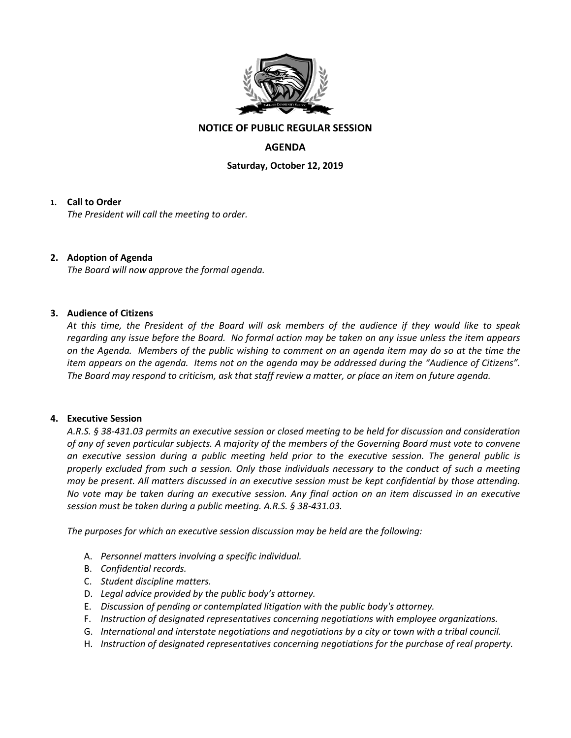**NOTICE OF PUBLIC REGULAR SESSION**

**AGENDA**

**Saturday, October 12, 2019**

1. **Call to Order**
   *The President will call the meeting to order.*

2. **Adoption of Agenda**
   *The Board will now approve the formal agenda.*

3. **Audience of Citizens**
   *At this time, the President of the Board will ask members of the audience if they would like to speak regarding any issue before the Board. No formal action may be taken on any issue unless the item appears on the Agenda. Members of the public wishing to comment on an agenda item may do so at the time the item appears on the agenda. Items not on the agenda may be addressed during the "Audience of Citizens". The Board may respond to criticism, ask that staff review a matter, or place an item on future agenda.*

4. **Executive Session**
   *A.R.S. § 38-431.03 permits an executive session or closed meeting to be held for discussion and consideration of any of seven particular subjects. A majority of the members of the Governing Board must vote to convene an executive session during a public meeting held prior to the executive session. The general public is properly excluded from such a session. Only those individuals necessary to the conduct of such a meeting may be present. All matters discussed in an executive session must be kept confidential by those attending. No vote may be taken during an executive session. Any final action on an item discussed in an executive session must be taken during a public meeting. A.R.S. § 38-431.03.*

   *The purposes for which an executive session discussion may be held are the following:*

   A. *Personnel matters involving a specific individual.*
   B. *Confidential records.*
   C. *Student discipline matters.*
   D. *Legal advice provided by the public body's attorney.*
   E. *Discussion of pending or contemplated litigation with the public body's attorney.*
   F. *Instruction of designated representatives concerning negotiations with employee organizations.*
   G. *International and interstate negotiations and negotiations by a city or town with a tribal council.*
   H. *Instruction of designated representatives concerning negotiations for the purchase of real property.*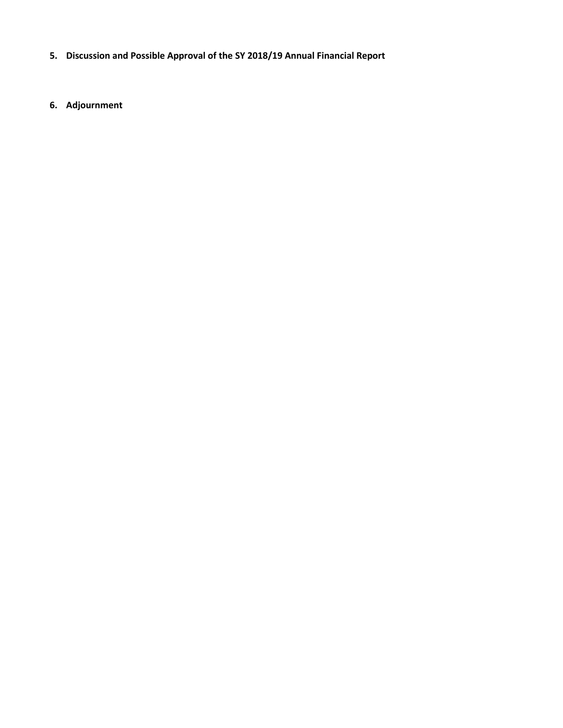**5. Discussion and Possible Approval of the SY 2018/19 Annual Financial Report**

**6. Adjournment**